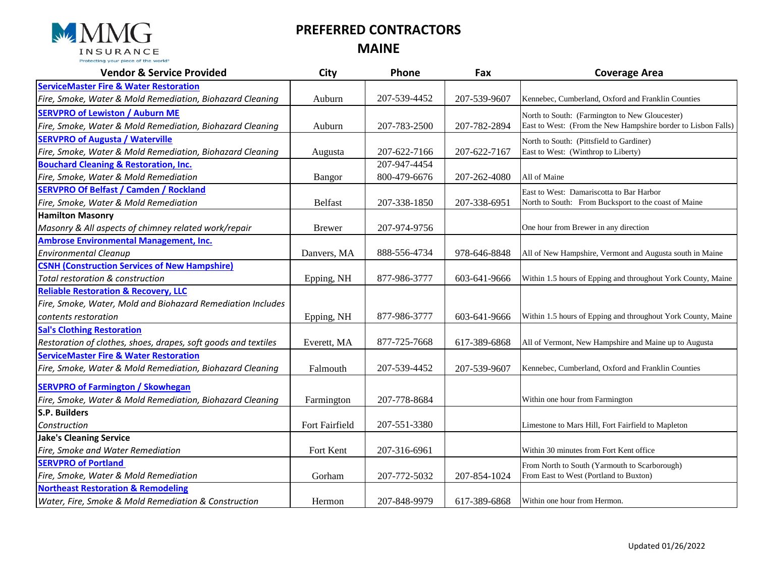MMG INSURANCE
Protecting your piece of the world®

# PREFERRED CONTRACTORS
## MAINE

| Vendor & Service Provided | City | Phone | Fax | Coverage Area |
|---|---|---|---|---|
| **ServiceMaster Fire & Water Restoration**<br>*Fire, Smoke, Water & Mold Remediation, Biohazard Cleaning* | Auburn | 207-539-4452 | 207-539-9607 | Kennebec, Cumberland, Oxford and Franklin Counties |
| **SERVPRO of Lewiston / Auburn ME**<br>*Fire, Smoke, Water & Mold Remediation, Biohazard Cleaning* | Auburn | 207-783-2500 | 207-782-2894 | North to South: (Farmington to New Gloucester)<br>East to West: (From the New Hampshire border to Lisbon Falls) |
| **SERVPRO of Augusta / Waterville**<br>*Fire, Smoke, Water & Mold Remediation, Biohazard Cleaning* | Augusta | 207-622-7166 | 207-622-7167 | North to South: (Pittsfield to Gardiner)<br>East to West: (Winthrop to Liberty) |
| **Bouchard Cleaning & Restoration, Inc.**<br>*Fire, Smoke, Water & Mold Remediation* | Bangor | 207-947-4454<br>800-479-6676 | 207-262-4080 | All of Maine |
| **SERVPRO Of Belfast / Camden / Rockland**<br>*Fire, Smoke, Water & Mold Remediation* | Belfast | 207-338-1850 | 207-338-6951 | East to West: Damariscotta to Bar Harbor<br>North to South: From Bucksport to the coast of Maine |
| **Hamilton Masonry**<br>*Masonry & All aspects of chimney related work/repair* | Brewer | 207-974-9756 | | One hour from Brewer in any direction |
| **Ambrose Environmental Management, Inc.**<br>*Environmental Cleanup* | Danvers, MA | 888-556-4734 | 978-646-8848 | All of New Hampshire, Vermont and Augusta south in Maine |
| **CSNH (Construction Services of New Hampshire)**<br>*Total restoration & construction* | Epping, NH | 877-986-3777 | 603-641-9666 | Within 1.5 hours of Epping and throughout York County, Maine |
| **Reliable Restoration & Recovery, LLC**<br>*Fire, Smoke, Water, Mold and Biohazard Remediation Includes contents restoration* | Epping, NH | 877-986-3777 | 603-641-9666 | Within 1.5 hours of Epping and throughout York County, Maine |
| **Sal's Clothing Restoration**<br>*Restoration of clothes, shoes, drapes, soft goods and textiles* | Everett, MA | 877-725-7668 | 617-389-6868 | All of Vermont, New Hampshire and Maine up to Augusta |
| **ServiceMaster Fire & Water Restoration**<br>*Fire, Smoke, Water & Mold Remediation, Biohazard Cleaning* | Falmouth | 207-539-4452 | 207-539-9607 | Kennebec, Cumberland, Oxford and Franklin Counties |
| **SERVPRO of Farmington / Skowhegan**<br>*Fire, Smoke, Water & Mold Remediation, Biohazard Cleaning* | Farmington | 207-778-8684 | | Within one hour from Farmington |
| **S.P. Builders**<br>*Construction* | Fort Fairfield | 207-551-3380 | | Limestone to Mars Hill, Fort Fairfield to Mapleton |
| **Jake's Cleaning Service**<br>*Fire, Smoke and Water Remediation* | Fort Kent | 207-316-6961 | | Within 30 minutes from Fort Kent office |
| **SERVPRO of Portland**<br>*Fire, Smoke, Water & Mold Remediation* | Gorham | 207-772-5032 | 207-854-1024 | From North to South (Yarmouth to Scarborough)<br>From East to West (Portland to Buxton) |
| **Northeast Restoration & Remodeling**<br>*Water, Fire, Smoke & Mold Remediation & Construction* | Hermon | 207-848-9979 | 617-389-6868 | Within one hour from Hermon. |

Updated 01/26/2022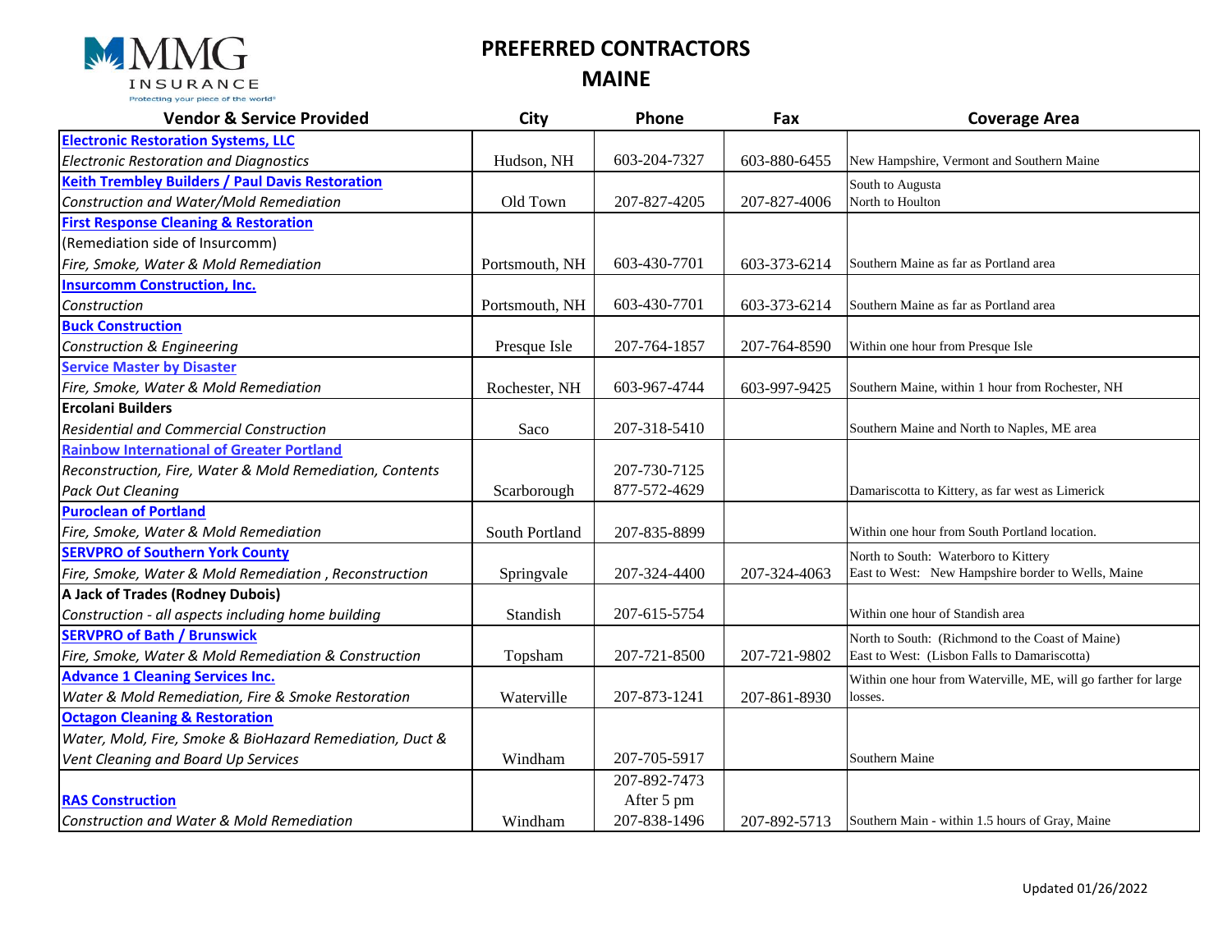MMG INSURANCE
Protecting your piece of the world®

# PREFERRED CONTRACTORS
# MAINE

| Vendor & Service Provided | City | Phone | Fax | Coverage Area |
|---|---|---|---|---|
| **Electronic Restoration Systems, LLC**<br>*Electronic Restoration and Diagnostics* | Hudson, NH | 603-204-7327 | 603-880-6455 | New Hampshire, Vermont and Southern Maine |
| **Keith Trembley Builders / Paul Davis Restoration**<br>*Construction and Water/Mold Remediation* | Old Town | 207-827-4205 | 207-827-4006 | South to Augusta<br>North to Houlton |
| **First Response Cleaning & Restoration**<br>(Remediation side of Insurcomm)<br>*Fire, Smoke, Water & Mold Remediation* | Portsmouth, NH | 603-430-7701 | 603-373-6214 | Southern Maine as far as Portland area |
| **Insurcomm Construction, Inc.**<br>*Construction* | Portsmouth, NH | 603-430-7701 | 603-373-6214 | Southern Maine as far as Portland area |
| **Buck Construction**<br>*Construction & Engineering* | Presque Isle | 207-764-1857 | 207-764-8590 | Within one hour from Presque Isle |
| **Service Master by Disaster**<br>*Fire, Smoke, Water & Mold Remediation* | Rochester, NH | 603-967-4744 | 603-997-9425 | Southern Maine, within 1 hour from Rochester, NH |
| **Ercolani Builders**<br>*Residential and Commercial Construction* | Saco | 207-318-5410 | | Southern Maine and North to Naples, ME area |
| **Rainbow International of Greater Portland**<br>*Reconstruction, Fire, Water & Mold Remediation, Contents Pack Out Cleaning* | Scarborough | 207-730-7125<br>877-572-4629 | | Damariscotta to Kittery, as far west as Limerick |
| **Puroclean of Portland**<br>*Fire, Smoke, Water & Mold Remediation* | South Portland | 207-835-8899 | | Within one hour from South Portland location. |
| **SERVPRO of Southern York County**<br>*Fire, Smoke, Water & Mold Remediation , Reconstruction* | Springvale | 207-324-4400 | 207-324-4063 | North to South: Waterboro to Kittery<br>East to West: New Hampshire border to Wells, Maine |
| **A Jack of Trades (Rodney Dubois)**<br>*Construction - all aspects including home building* | Standish | 207-615-5754 | | Within one hour of Standish area |
| **SERVPRO of Bath / Brunswick**<br>*Fire, Smoke, Water & Mold Remediation & Construction* | Topsham | 207-721-8500 | 207-721-9802 | North to South: (Richmond to the Coast of Maine)<br>East to West: (Lisbon Falls to Damariscotta) |
| **Advance 1 Cleaning Services Inc.**<br>*Water & Mold Remediation, Fire & Smoke Restoration* | Waterville | 207-873-1241 | 207-861-8930 | Within one hour from Waterville, ME, will go farther for large losses. |
| **Octagon Cleaning & Restoration**<br>*Water, Mold, Fire, Smoke & BioHazard Remediation, Duct & Vent Cleaning and Board Up Services* | Windham | 207-705-5917 | | Southern Maine |
| **RAS Construction**<br>*Construction and Water & Mold Remediation* | Windham | 207-892-7473<br>After 5 pm<br>207-838-1496 | 207-892-5713 | Southern Main - within 1.5 hours of Gray, Maine |

Updated 01/26/2022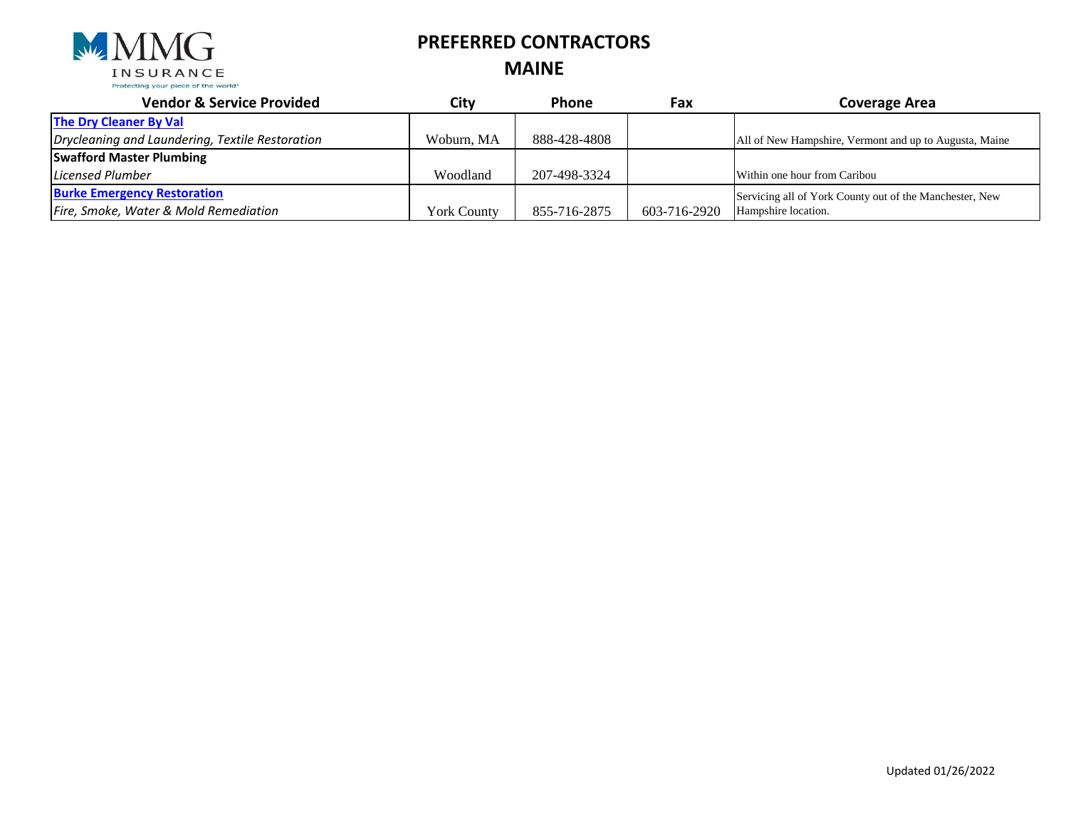# PREFERRED CONTRACTORS

## MAINE

| Vendor & Service Provided | City | Phone | Fax | Coverage Area |
|---|---|---|---|---|
| **The Dry Cleaner By Val**<br>*Drycleaning and Laundering, Textile Restoration* | Woburn, MA | 888-428-4808 | | All of New Hampshire, Vermont and up to Augusta, Maine |
| **Swafford Master Plumbing**<br>*Licensed Plumber* | Woodland | 207-498-3324 | | Within one hour from Caribou |
| **Burke Emergency Restoration**<br>*Fire, Smoke, Water & Mold Remediation* | York County | 855-716-2875 | 603-716-2920 | Servicing all of York County out of the Manchester, New Hampshire location. |

Updated 01/26/2022